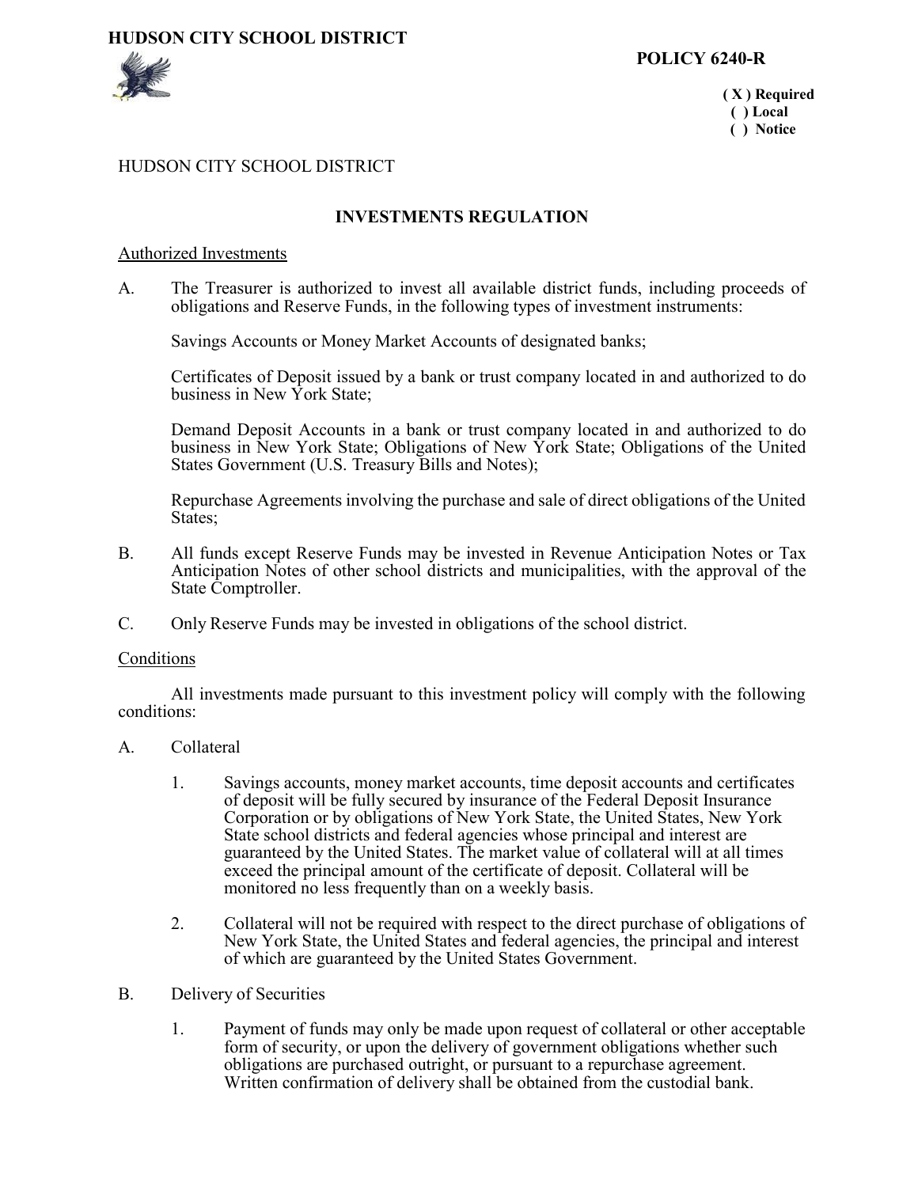**HUDSON CITY SCHOOL DISTRICT**

**POLICY 6240-R**

**( X ) Required**
**( ) Local**
**( ) Notice**

HUDSON CITY SCHOOL DISTRICT

## INVESTMENTS REGULATION

Authorized Investments

A. The Treasurer is authorized to invest all available district funds, including proceeds of obligations and Reserve Funds, in the following types of investment instruments:

Savings Accounts or Money Market Accounts of designated banks;

Certificates of Deposit issued by a bank or trust company located in and authorized to do business in New York State;

Demand Deposit Accounts in a bank or trust company located in and authorized to do business in New York State; Obligations of New York State; Obligations of the United States Government (U.S. Treasury Bills and Notes);

Repurchase Agreements involving the purchase and sale of direct obligations of the United States;

B. All funds except Reserve Funds may be invested in Revenue Anticipation Notes or Tax Anticipation Notes of other school districts and municipalities, with the approval of the State Comptroller.

C. Only Reserve Funds may be invested in obligations of the school district.

Conditions

All investments made pursuant to this investment policy will comply with the following conditions:

A. Collateral

1. Savings accounts, money market accounts, time deposit accounts and certificates of deposit will be fully secured by insurance of the Federal Deposit Insurance Corporation or by obligations of New York State, the United States, New York State school districts and federal agencies whose principal and interest are guaranteed by the United States. The market value of collateral will at all times exceed the principal amount of the certificate of deposit. Collateral will be monitored no less frequently than on a weekly basis.

2. Collateral will not be required with respect to the direct purchase of obligations of New York State, the United States and federal agencies, the principal and interest of which are guaranteed by the United States Government.

B. Delivery of Securities

1. Payment of funds may only be made upon request of collateral or other acceptable form of security, or upon the delivery of government obligations whether such obligations are purchased outright, or pursuant to a repurchase agreement. Written confirmation of delivery shall be obtained from the custodial bank.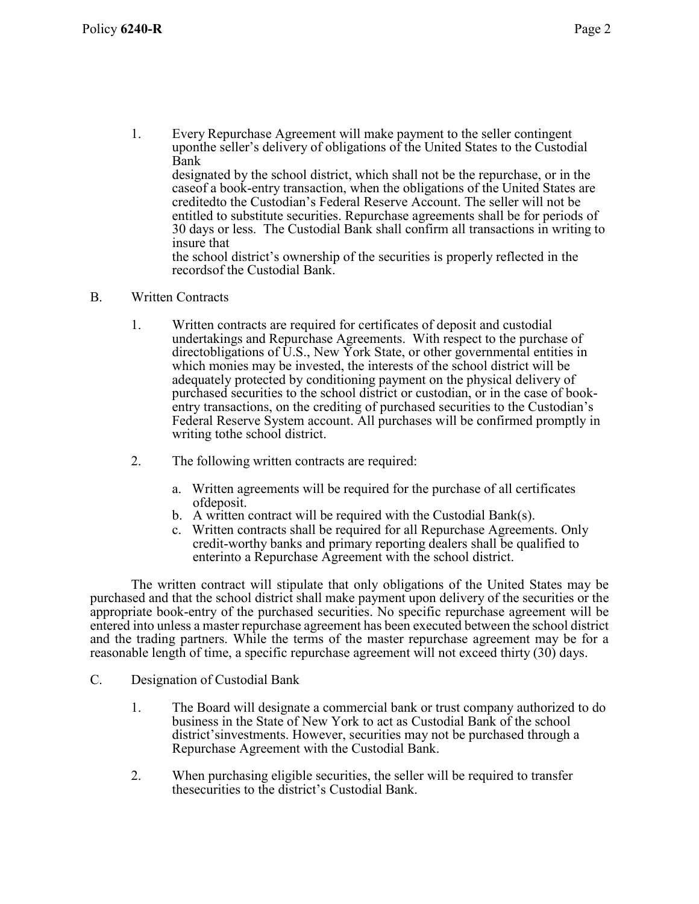1. Every Repurchase Agreement will make payment to the seller contingent uponthe seller's delivery of obligations of the United States to the Custodial Bank designated by the school district, which shall not be the repurchase, or in the caseof a book-entry transaction, when the obligations of the United States are creditedto the Custodian's Federal Reserve Account. The seller will not be entitled to substitute securities. Repurchase agreements shall be for periods of 30 days or less. The Custodial Bank shall confirm all transactions in writing to insure that the school district's ownership of the securities is properly reflected in the recordsof the Custodial Bank.

B. Written Contracts

1. Written contracts are required for certificates of deposit and custodial undertakings and Repurchase Agreements. With respect to the purchase of directobligations of U.S., New York State, or other governmental entities in which monies may be invested, the interests of the school district will be adequately protected by conditioning payment on the physical delivery of purchased securities to the school district or custodian, or in the case of book-entry transactions, on the crediting of purchased securities to the Custodian's Federal Reserve System account. All purchases will be confirmed promptly in writing tothe school district.

2. The following written contracts are required:

   a. Written agreements will be required for the purchase of all certificates ofdeposit.
   b. A written contract will be required with the Custodial Bank(s).
   c. Written contracts shall be required for all Repurchase Agreements. Only credit-worthy banks and primary reporting dealers shall be qualified to enterinto a Repurchase Agreement with the school district.

The written contract will stipulate that only obligations of the United States may be purchased and that the school district shall make payment upon delivery of the securities or the appropriate book-entry of the purchased securities. No specific repurchase agreement will be entered into unless a master repurchase agreement has been executed between the school district and the trading partners. While the terms of the master repurchase agreement may be for a reasonable length of time, a specific repurchase agreement will not exceed thirty (30) days.

C. Designation of Custodial Bank

1. The Board will designate a commercial bank or trust company authorized to do business in the State of New York to act as Custodial Bank of the school district'sinvestments. However, securities may not be purchased through a Repurchase Agreement with the Custodial Bank.

2. When purchasing eligible securities, the seller will be required to transfer thesecurities to the district's Custodial Bank.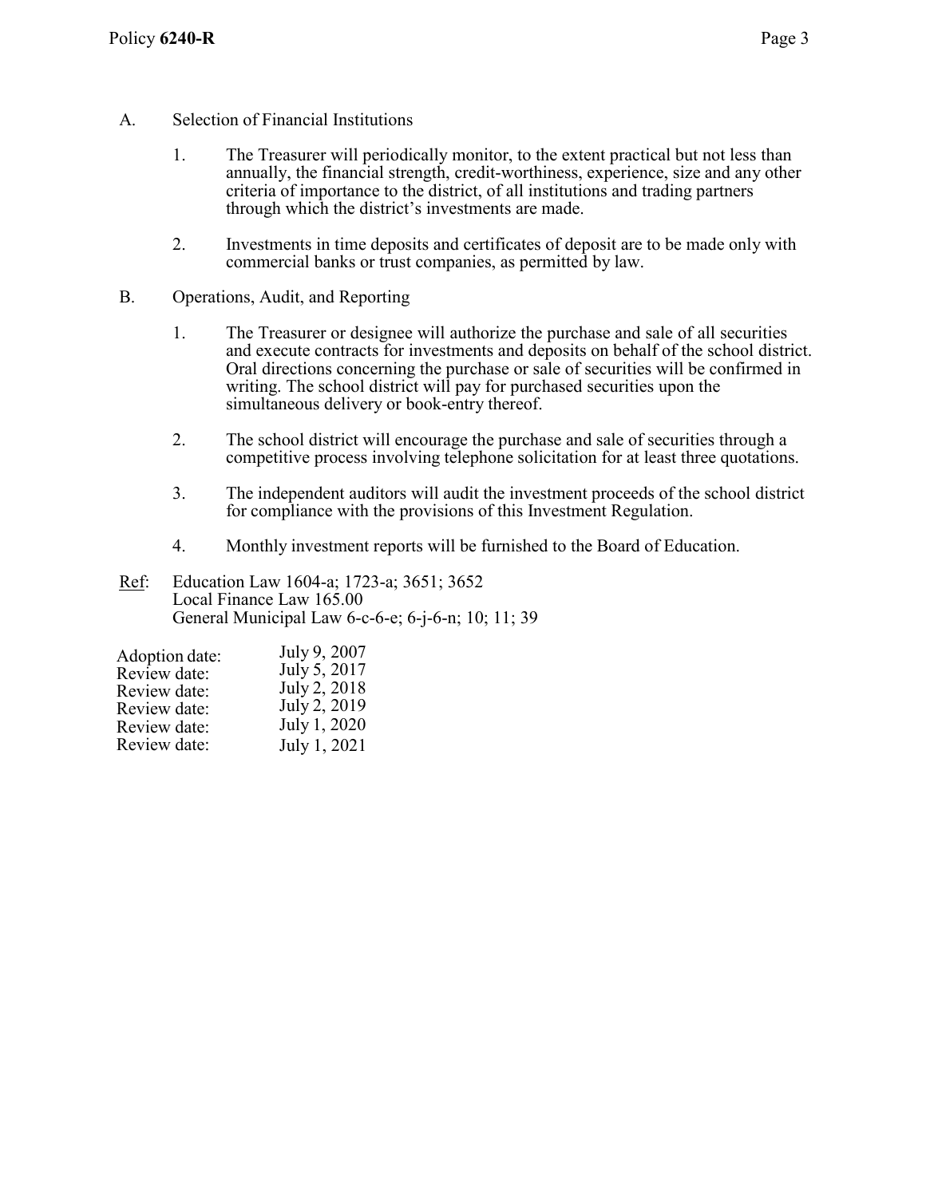A. Selection of Financial Institutions

1. The Treasurer will periodically monitor, to the extent practical but not less than annually, the financial strength, credit-worthiness, experience, size and any other criteria of importance to the district, of all institutions and trading partners through which the district's investments are made.

2. Investments in time deposits and certificates of deposit are to be made only with commercial banks or trust companies, as permitted by law.

B. Operations, Audit, and Reporting

1. The Treasurer or designee will authorize the purchase and sale of all securities and execute contracts for investments and deposits on behalf of the school district. Oral directions concerning the purchase or sale of securities will be confirmed in writing. The school district will pay for purchased securities upon the simultaneous delivery or book-entry thereof.

2. The school district will encourage the purchase and sale of securities through a competitive process involving telephone solicitation for at least three quotations.

3. The independent auditors will audit the investment proceeds of the school district for compliance with the provisions of this Investment Regulation.

4. Monthly investment reports will be furnished to the Board of Education.

Ref: Education Law 1604-a; 1723-a; 3651; 3652
Local Finance Law 165.00
General Municipal Law 6-c-6-e; 6-j-6-n; 10; 11; 39

| | |
|---|---|
| Adoption date: | July 9, 2007 |
| Review date: | July 5, 2017 |
| Review date: | July 2, 2018 |
| Review date: | July 2, 2019 |
| Review date: | July 1, 2020 |
| Review date: | July 1, 2021 |